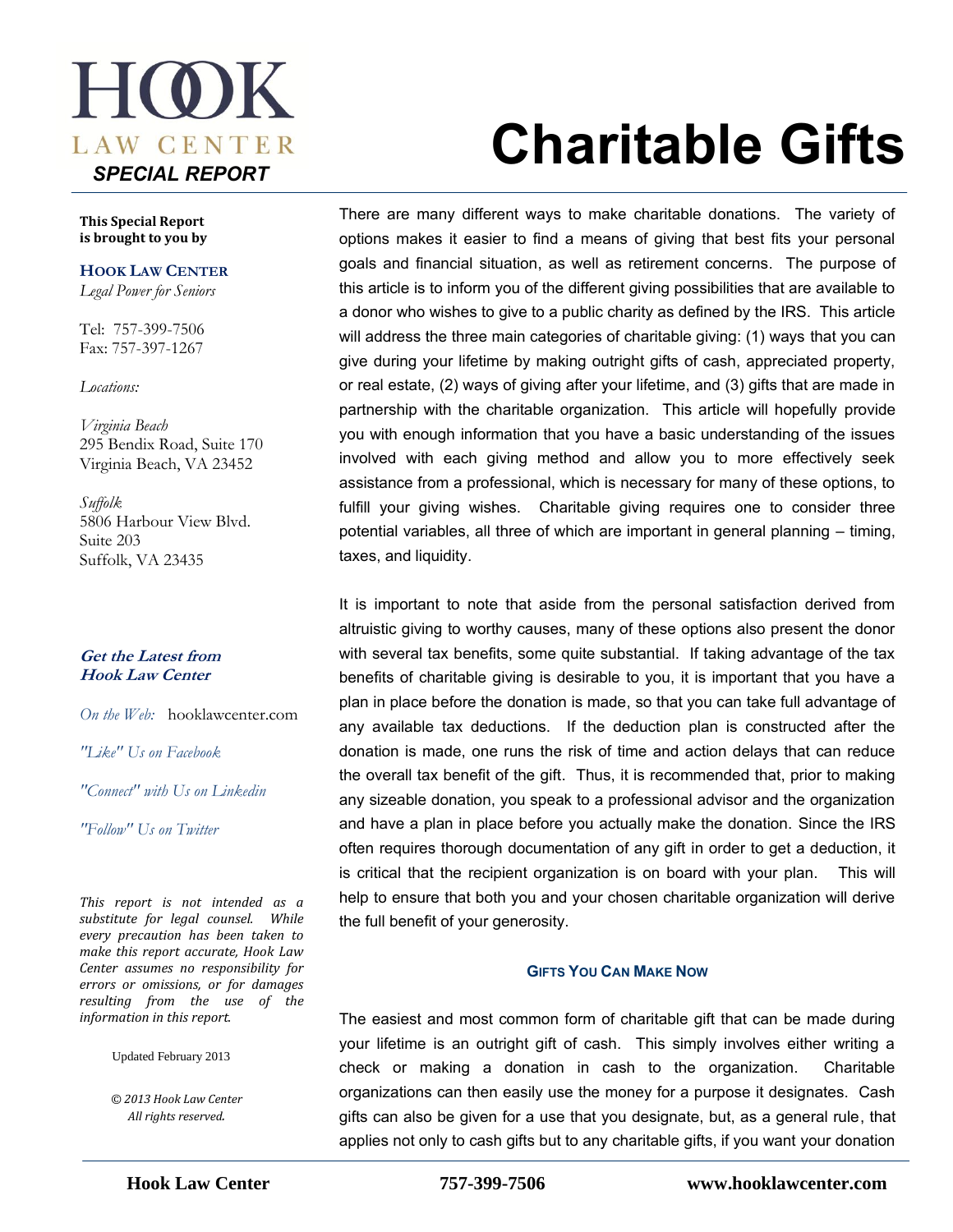# Charitable Gifts

HOOK LAW CENTER
*SPECIAL REPORT*

**This Special Report is brought to you by**

**HOOK LAW CENTER**
*Legal Power for Seniors*

Tel: 757-399-7506
Fax: 757-397-1267

*Locations:*

*Virginia Beach*
295 Bendix Road, Suite 170
Virginia Beach, VA 23452

*Suffolk*
5806 Harbour View Blvd.
Suite 203
Suffolk, VA 23435

***Get the Latest from Hook Law Center***

*On the Web:* hooklawcenter.com

*"Like" Us on Facebook*

*"Connect" with Us on Linkedin*

*"Follow" Us on Twitter*

*This report is not intended as a substitute for legal counsel. While every precaution has been taken to make this report accurate, Hook Law Center assumes no responsibility for errors or omissions, or for damages resulting from the use of the information in this report.*

Updated February 2013

*© 2013 Hook Law Center All rights reserved.*

There are many different ways to make charitable donations. The variety of options makes it easier to find a means of giving that best fits your personal goals and financial situation, as well as retirement concerns. The purpose of this article is to inform you of the different giving possibilities that are available to a donor who wishes to give to a public charity as defined by the IRS. This article will address the three main categories of charitable giving: (1) ways that you can give during your lifetime by making outright gifts of cash, appreciated property, or real estate, (2) ways of giving after your lifetime, and (3) gifts that are made in partnership with the charitable organization. This article will hopefully provide you with enough information that you have a basic understanding of the issues involved with each giving method and allow you to more effectively seek assistance from a professional, which is necessary for many of these options, to fulfill your giving wishes. Charitable giving requires one to consider three potential variables, all three of which are important in general planning – timing, taxes, and liquidity.

It is important to note that aside from the personal satisfaction derived from altruistic giving to worthy causes, many of these options also present the donor with several tax benefits, some quite substantial. If taking advantage of the tax benefits of charitable giving is desirable to you, it is important that you have a plan in place before the donation is made, so that you can take full advantage of any available tax deductions. If the deduction plan is constructed after the donation is made, one runs the risk of time and action delays that can reduce the overall tax benefit of the gift. Thus, it is recommended that, prior to making any sizeable donation, you speak to a professional advisor and the organization and have a plan in place before you actually make the donation. Since the IRS often requires thorough documentation of any gift in order to get a deduction, it is critical that the recipient organization is on board with your plan. This will help to ensure that both you and your chosen charitable organization will derive the full benefit of your generosity.

## Gifts You Can Make Now

The easiest and most common form of charitable gift that can be made during your lifetime is an outright gift of cash. This simply involves either writing a check or making a donation in cash to the organization. Charitable organizations can then easily use the money for a purpose it designates. Cash gifts can also be given for a use that you designate, but, as a general rule, that applies not only to cash gifts but to any charitable gifts, if you want your donation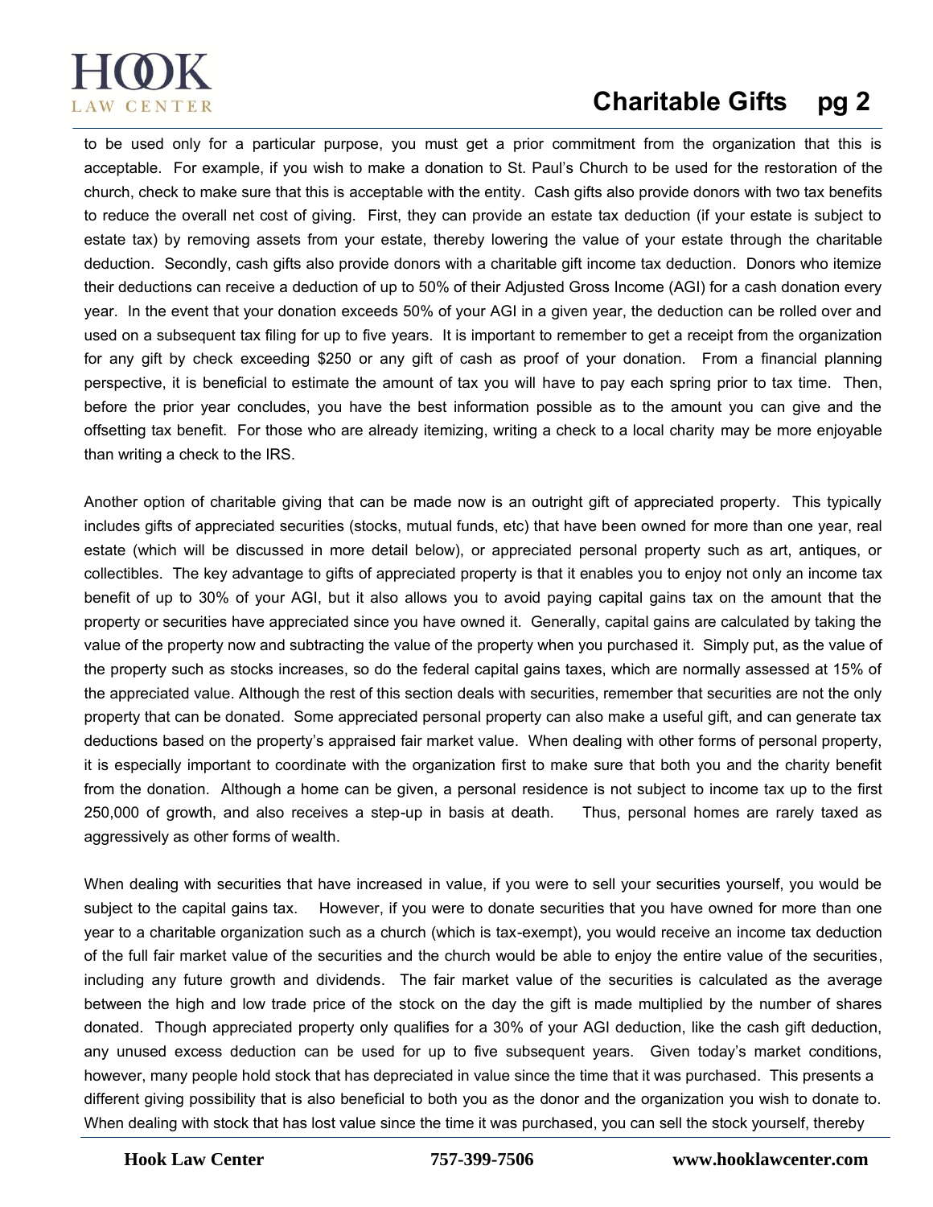to be used only for a particular purpose, you must get a prior commitment from the organization that this is acceptable. For example, if you wish to make a donation to St. Paul's Church to be used for the restoration of the church, check to make sure that this is acceptable with the entity. Cash gifts also provide donors with two tax benefits to reduce the overall net cost of giving. First, they can provide an estate tax deduction (if your estate is subject to estate tax) by removing assets from your estate, thereby lowering the value of your estate through the charitable deduction. Secondly, cash gifts also provide donors with a charitable gift income tax deduction. Donors who itemize their deductions can receive a deduction of up to 50% of their Adjusted Gross Income (AGI) for a cash donation every year. In the event that your donation exceeds 50% of your AGI in a given year, the deduction can be rolled over and used on a subsequent tax filing for up to five years. It is important to remember to get a receipt from the organization for any gift by check exceeding $250 or any gift of cash as proof of your donation. From a financial planning perspective, it is beneficial to estimate the amount of tax you will have to pay each spring prior to tax time. Then, before the prior year concludes, you have the best information possible as to the amount you can give and the offsetting tax benefit. For those who are already itemizing, writing a check to a local charity may be more enjoyable than writing a check to the IRS.

Another option of charitable giving that can be made now is an outright gift of appreciated property. This typically includes gifts of appreciated securities (stocks, mutual funds, etc) that have been owned for more than one year, real estate (which will be discussed in more detail below), or appreciated personal property such as art, antiques, or collectibles. The key advantage to gifts of appreciated property is that it enables you to enjoy not only an income tax benefit of up to 30% of your AGI, but it also allows you to avoid paying capital gains tax on the amount that the property or securities have appreciated since you have owned it. Generally, capital gains are calculated by taking the value of the property now and subtracting the value of the property when you purchased it. Simply put, as the value of the property such as stocks increases, so do the federal capital gains taxes, which are normally assessed at 15% of the appreciated value. Although the rest of this section deals with securities, remember that securities are not the only property that can be donated. Some appreciated personal property can also make a useful gift, and can generate tax deductions based on the property's appraised fair market value. When dealing with other forms of personal property, it is especially important to coordinate with the organization first to make sure that both you and the charity benefit from the donation. Although a home can be given, a personal residence is not subject to income tax up to the first 250,000 of growth, and also receives a step-up in basis at death. Thus, personal homes are rarely taxed as aggressively as other forms of wealth.

When dealing with securities that have increased in value, if you were to sell your securities yourself, you would be subject to the capital gains tax. However, if you were to donate securities that you have owned for more than one year to a charitable organization such as a church (which is tax-exempt), you would receive an income tax deduction of the full fair market value of the securities and the church would be able to enjoy the entire value of the securities, including any future growth and dividends. The fair market value of the securities is calculated as the average between the high and low trade price of the stock on the day the gift is made multiplied by the number of shares donated. Though appreciated property only qualifies for a 30% of your AGI deduction, like the cash gift deduction, any unused excess deduction can be used for up to five subsequent years. Given today's market conditions, however, many people hold stock that has depreciated in value since the time that it was purchased. This presents a different giving possibility that is also beneficial to both you as the donor and the organization you wish to donate to. When dealing with stock that has lost value since the time it was purchased, you can sell the stock yourself, thereby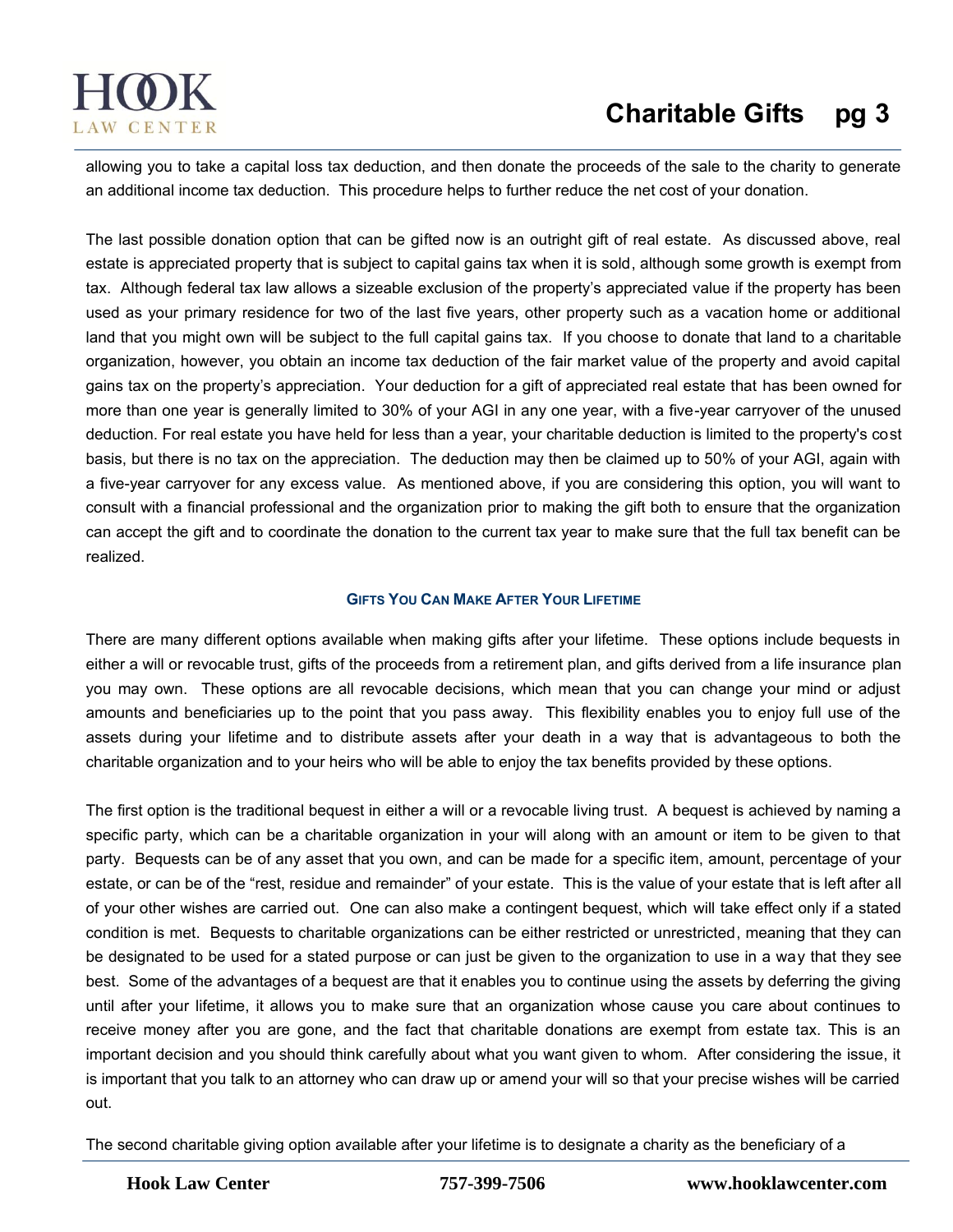allowing you to take a capital loss tax deduction, and then donate the proceeds of the sale to the charity to generate an additional income tax deduction. This procedure helps to further reduce the net cost of your donation.

The last possible donation option that can be gifted now is an outright gift of real estate. As discussed above, real estate is appreciated property that is subject to capital gains tax when it is sold, although some growth is exempt from tax. Although federal tax law allows a sizeable exclusion of the property's appreciated value if the property has been used as your primary residence for two of the last five years, other property such as a vacation home or additional land that you might own will be subject to the full capital gains tax. If you choose to donate that land to a charitable organization, however, you obtain an income tax deduction of the fair market value of the property and avoid capital gains tax on the property's appreciation. Your deduction for a gift of appreciated real estate that has been owned for more than one year is generally limited to 30% of your AGI in any one year, with a five-year carryover of the unused deduction. For real estate you have held for less than a year, your charitable deduction is limited to the property's cost basis, but there is no tax on the appreciation. The deduction may then be claimed up to 50% of your AGI, again with a five-year carryover for any excess value. As mentioned above, if you are considering this option, you will want to consult with a financial professional and the organization prior to making the gift both to ensure that the organization can accept the gift and to coordinate the donation to the current tax year to make sure that the full tax benefit can be realized.

### Gifts You Can Make After Your Lifetime

There are many different options available when making gifts after your lifetime. These options include bequests in either a will or revocable trust, gifts of the proceeds from a retirement plan, and gifts derived from a life insurance plan you may own. These options are all revocable decisions, which mean that you can change your mind or adjust amounts and beneficiaries up to the point that you pass away. This flexibility enables you to enjoy full use of the assets during your lifetime and to distribute assets after your death in a way that is advantageous to both the charitable organization and to your heirs who will be able to enjoy the tax benefits provided by these options.

The first option is the traditional bequest in either a will or a revocable living trust. A bequest is achieved by naming a specific party, which can be a charitable organization in your will along with an amount or item to be given to that party. Bequests can be of any asset that you own, and can be made for a specific item, amount, percentage of your estate, or can be of the "rest, residue and remainder" of your estate. This is the value of your estate that is left after all of your other wishes are carried out. One can also make a contingent bequest, which will take effect only if a stated condition is met. Bequests to charitable organizations can be either restricted or unrestricted, meaning that they can be designated to be used for a stated purpose or can just be given to the organization to use in a way that they see best. Some of the advantages of a bequest are that it enables you to continue using the assets by deferring the giving until after your lifetime, it allows you to make sure that an organization whose cause you care about continues to receive money after you are gone, and the fact that charitable donations are exempt from estate tax. This is an important decision and you should think carefully about what you want given to whom. After considering the issue, it is important that you talk to an attorney who can draw up or amend your will so that your precise wishes will be carried out.

The second charitable giving option available after your lifetime is to designate a charity as the beneficiary of a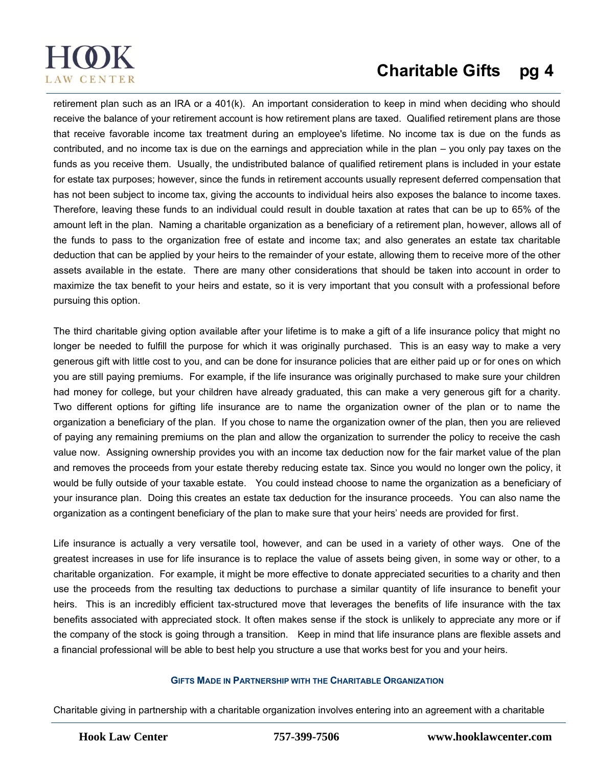retirement plan such as an IRA or a 401(k). An important consideration to keep in mind when deciding who should receive the balance of your retirement account is how retirement plans are taxed. Qualified retirement plans are those that receive favorable income tax treatment during an employee's lifetime. No income tax is due on the funds as contributed, and no income tax is due on the earnings and appreciation while in the plan – you only pay taxes on the funds as you receive them. Usually, the undistributed balance of qualified retirement plans is included in your estate for estate tax purposes; however, since the funds in retirement accounts usually represent deferred compensation that has not been subject to income tax, giving the accounts to individual heirs also exposes the balance to income taxes. Therefore, leaving these funds to an individual could result in double taxation at rates that can be up to 65% of the amount left in the plan. Naming a charitable organization as a beneficiary of a retirement plan, however, allows all of the funds to pass to the organization free of estate and income tax; and also generates an estate tax charitable deduction that can be applied by your heirs to the remainder of your estate, allowing them to receive more of the other assets available in the estate. There are many other considerations that should be taken into account in order to maximize the tax benefit to your heirs and estate, so it is very important that you consult with a professional before pursuing this option.

The third charitable giving option available after your lifetime is to make a gift of a life insurance policy that might no longer be needed to fulfill the purpose for which it was originally purchased. This is an easy way to make a very generous gift with little cost to you, and can be done for insurance policies that are either paid up or for ones on which you are still paying premiums. For example, if the life insurance was originally purchased to make sure your children had money for college, but your children have already graduated, this can make a very generous gift for a charity. Two different options for gifting life insurance are to name the organization owner of the plan or to name the organization a beneficiary of the plan. If you chose to name the organization owner of the plan, then you are relieved of paying any remaining premiums on the plan and allow the organization to surrender the policy to receive the cash value now. Assigning ownership provides you with an income tax deduction now for the fair market value of the plan and removes the proceeds from your estate thereby reducing estate tax. Since you would no longer own the policy, it would be fully outside of your taxable estate. You could instead choose to name the organization as a beneficiary of your insurance plan. Doing this creates an estate tax deduction for the insurance proceeds. You can also name the organization as a contingent beneficiary of the plan to make sure that your heirs' needs are provided for first.

Life insurance is actually a very versatile tool, however, and can be used in a variety of other ways. One of the greatest increases in use for life insurance is to replace the value of assets being given, in some way or other, to a charitable organization. For example, it might be more effective to donate appreciated securities to a charity and then use the proceeds from the resulting tax deductions to purchase a similar quantity of life insurance to benefit your heirs. This is an incredibly efficient tax-structured move that leverages the benefits of life insurance with the tax benefits associated with appreciated stock. It often makes sense if the stock is unlikely to appreciate any more or if the company of the stock is going through a transition. Keep in mind that life insurance plans are flexible assets and a financial professional will be able to best help you structure a use that works best for you and your heirs.

### Gifts Made in Partnership with the Charitable Organization

Charitable giving in partnership with a charitable organization involves entering into an agreement with a charitable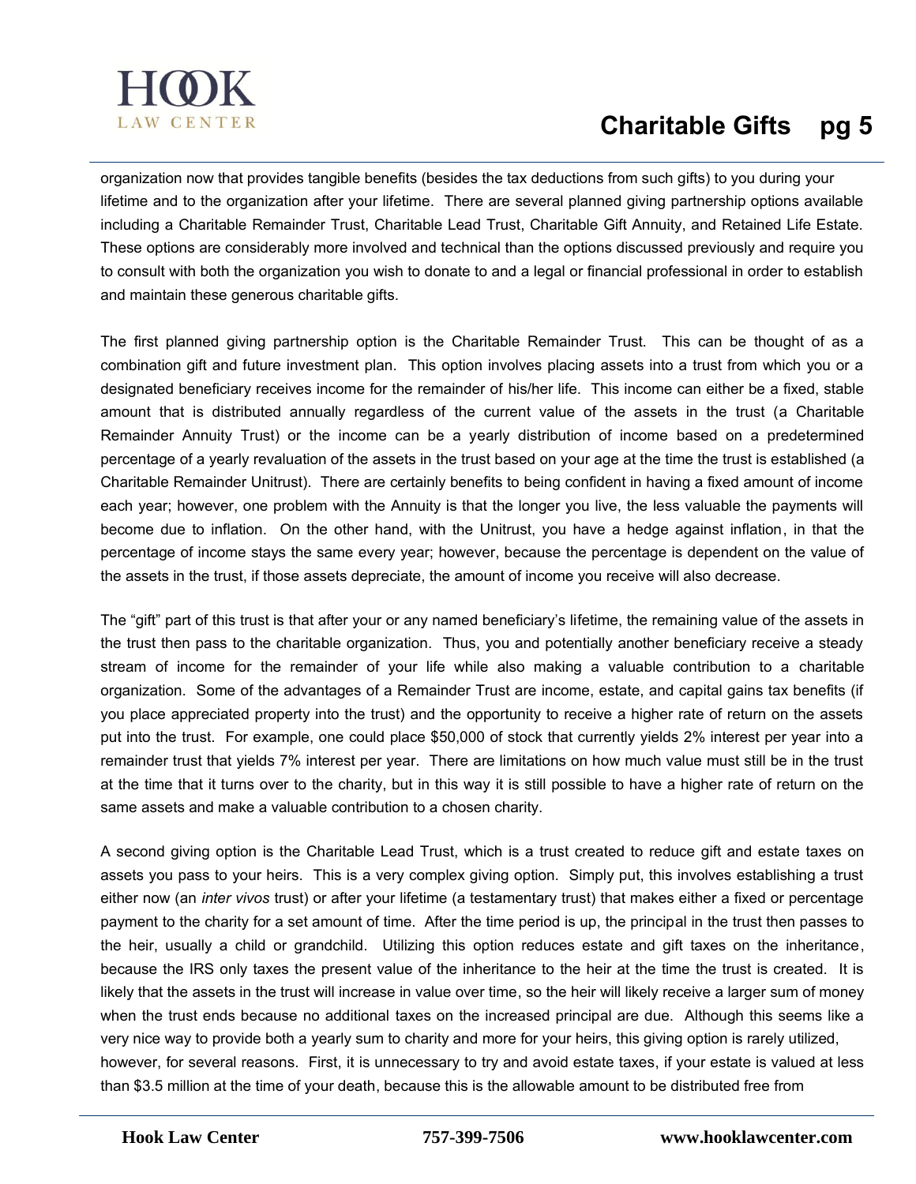organization now that provides tangible benefits (besides the tax deductions from such gifts) to you during your lifetime and to the organization after your lifetime. There are several planned giving partnership options available including a Charitable Remainder Trust, Charitable Lead Trust, Charitable Gift Annuity, and Retained Life Estate. These options are considerably more involved and technical than the options discussed previously and require you to consult with both the organization you wish to donate to and a legal or financial professional in order to establish and maintain these generous charitable gifts.

The first planned giving partnership option is the Charitable Remainder Trust. This can be thought of as a combination gift and future investment plan. This option involves placing assets into a trust from which you or a designated beneficiary receives income for the remainder of his/her life. This income can either be a fixed, stable amount that is distributed annually regardless of the current value of the assets in the trust (a Charitable Remainder Annuity Trust) or the income can be a yearly distribution of income based on a predetermined percentage of a yearly revaluation of the assets in the trust based on your age at the time the trust is established (a Charitable Remainder Unitrust). There are certainly benefits to being confident in having a fixed amount of income each year; however, one problem with the Annuity is that the longer you live, the less valuable the payments will become due to inflation. On the other hand, with the Unitrust, you have a hedge against inflation, in that the percentage of income stays the same every year; however, because the percentage is dependent on the value of the assets in the trust, if those assets depreciate, the amount of income you receive will also decrease.

The "gift" part of this trust is that after your or any named beneficiary's lifetime, the remaining value of the assets in the trust then pass to the charitable organization. Thus, you and potentially another beneficiary receive a steady stream of income for the remainder of your life while also making a valuable contribution to a charitable organization. Some of the advantages of a Remainder Trust are income, estate, and capital gains tax benefits (if you place appreciated property into the trust) and the opportunity to receive a higher rate of return on the assets put into the trust. For example, one could place $50,000 of stock that currently yields 2% interest per year into a remainder trust that yields 7% interest per year. There are limitations on how much value must still be in the trust at the time that it turns over to the charity, but in this way it is still possible to have a higher rate of return on the same assets and make a valuable contribution to a chosen charity.

A second giving option is the Charitable Lead Trust, which is a trust created to reduce gift and estate taxes on assets you pass to your heirs. This is a very complex giving option. Simply put, this involves establishing a trust either now (an *inter vivos* trust) or after your lifetime (a testamentary trust) that makes either a fixed or percentage payment to the charity for a set amount of time. After the time period is up, the principal in the trust then passes to the heir, usually a child or grandchild. Utilizing this option reduces estate and gift taxes on the inheritance, because the IRS only taxes the present value of the inheritance to the heir at the time the trust is created. It is likely that the assets in the trust will increase in value over time, so the heir will likely receive a larger sum of money when the trust ends because no additional taxes on the increased principal are due. Although this seems like a very nice way to provide both a yearly sum to charity and more for your heirs, this giving option is rarely utilized, however, for several reasons. First, it is unnecessary to try and avoid estate taxes, if your estate is valued at less than $3.5 million at the time of your death, because this is the allowable amount to be distributed free from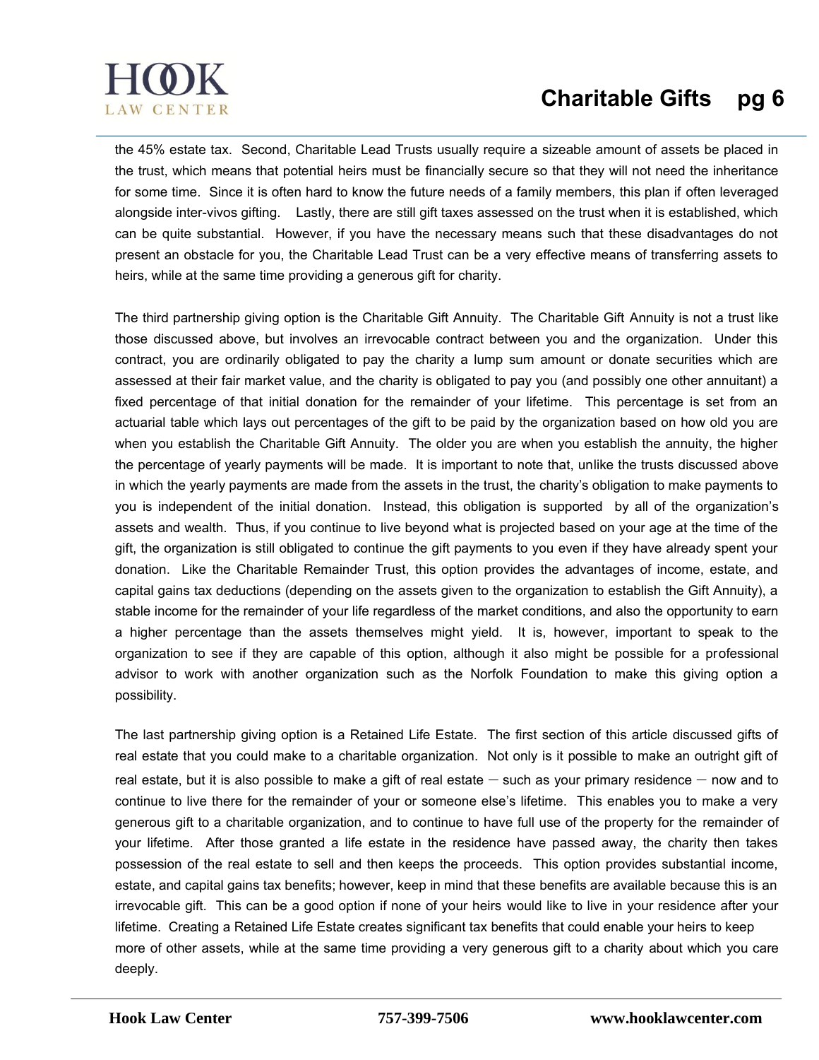the 45% estate tax. Second, Charitable Lead Trusts usually require a sizeable amount of assets be placed in the trust, which means that potential heirs must be financially secure so that they will not need the inheritance for some time. Since it is often hard to know the future needs of a family members, this plan if often leveraged alongside inter-vivos gifting. Lastly, there are still gift taxes assessed on the trust when it is established, which can be quite substantial. However, if you have the necessary means such that these disadvantages do not present an obstacle for you, the Charitable Lead Trust can be a very effective means of transferring assets to heirs, while at the same time providing a generous gift for charity.

The third partnership giving option is the Charitable Gift Annuity. The Charitable Gift Annuity is not a trust like those discussed above, but involves an irrevocable contract between you and the organization. Under this contract, you are ordinarily obligated to pay the charity a lump sum amount or donate securities which are assessed at their fair market value, and the charity is obligated to pay you (and possibly one other annuitant) a fixed percentage of that initial donation for the remainder of your lifetime. This percentage is set from an actuarial table which lays out percentages of the gift to be paid by the organization based on how old you are when you establish the Charitable Gift Annuity. The older you are when you establish the annuity, the higher the percentage of yearly payments will be made. It is important to note that, unlike the trusts discussed above in which the yearly payments are made from the assets in the trust, the charity's obligation to make payments to you is independent of the initial donation. Instead, this obligation is supported by all of the organization's assets and wealth. Thus, if you continue to live beyond what is projected based on your age at the time of the gift, the organization is still obligated to continue the gift payments to you even if they have already spent your donation. Like the Charitable Remainder Trust, this option provides the advantages of income, estate, and capital gains tax deductions (depending on the assets given to the organization to establish the Gift Annuity), a stable income for the remainder of your life regardless of the market conditions, and also the opportunity to earn a higher percentage than the assets themselves might yield. It is, however, important to speak to the organization to see if they are capable of this option, although it also might be possible for a professional advisor to work with another organization such as the Norfolk Foundation to make this giving option a possibility.

The last partnership giving option is a Retained Life Estate. The first section of this article discussed gifts of real estate that you could make to a charitable organization. Not only is it possible to make an outright gift of real estate, but it is also possible to make a gift of real estate — such as your primary residence — now and to continue to live there for the remainder of your or someone else's lifetime. This enables you to make a very generous gift to a charitable organization, and to continue to have full use of the property for the remainder of your lifetime. After those granted a life estate in the residence have passed away, the charity then takes possession of the real estate to sell and then keeps the proceeds. This option provides substantial income, estate, and capital gains tax benefits; however, keep in mind that these benefits are available because this is an irrevocable gift. This can be a good option if none of your heirs would like to live in your residence after your lifetime. Creating a Retained Life Estate creates significant tax benefits that could enable your heirs to keep more of other assets, while at the same time providing a very generous gift to a charity about which you care deeply.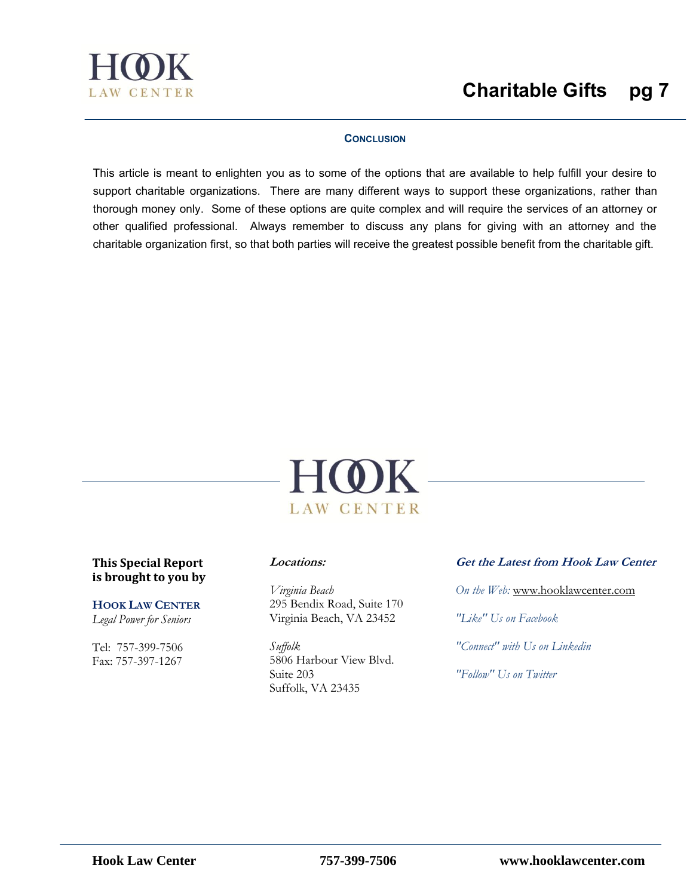## CONCLUSION

This article is meant to enlighten you as to some of the options that are available to help fulfill your desire to support charitable organizations. There are many different ways to support these organizations, rather than thorough money only. Some of these options are quite complex and will require the services of an attorney or other qualified professional. Always remember to discuss any plans for giving with an attorney and the charitable organization first, so that both parties will receive the greatest possible benefit from the charitable gift.

HOOK
LAW CENTER

**This Special Report is brought to you by**

**HOOK LAW CENTER**
*Legal Power for Seniors*

Tel: 757-399-7506
Fax: 757-397-1267

***Locations:***

*Virginia Beach*
295 Bendix Road, Suite 170
Virginia Beach, VA 23452

*Suffolk*
5806 Harbour View Blvd.
Suite 203
Suffolk, VA 23435

***Get the Latest from Hook Law Center***

*On the Web:* www.hooklawcenter.com

*"Like" Us on Facebook*

*"Connect" with Us on Linkedin*

*"Follow" Us on Twitter*